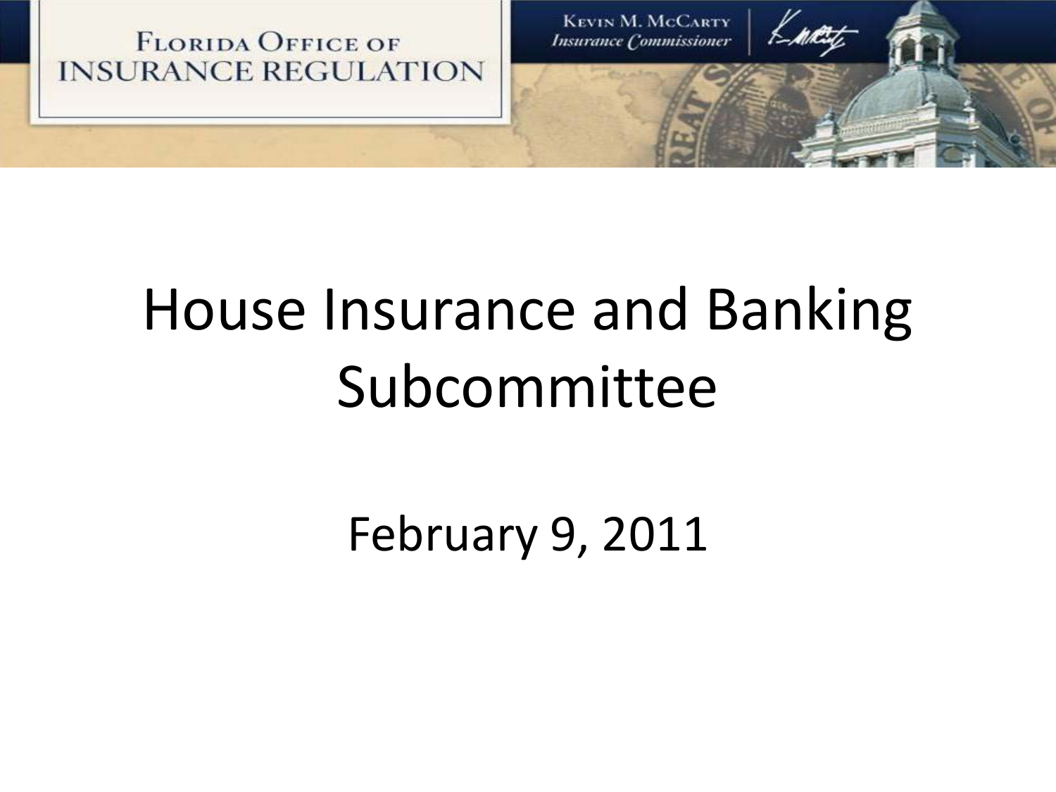FLORIDA OFFICE OF INSURANCE REGULATION

KEVIN M. MCCARTY
*Insurance Commissioner*

# House Insurance and Banking Subcommittee

February 9, 2011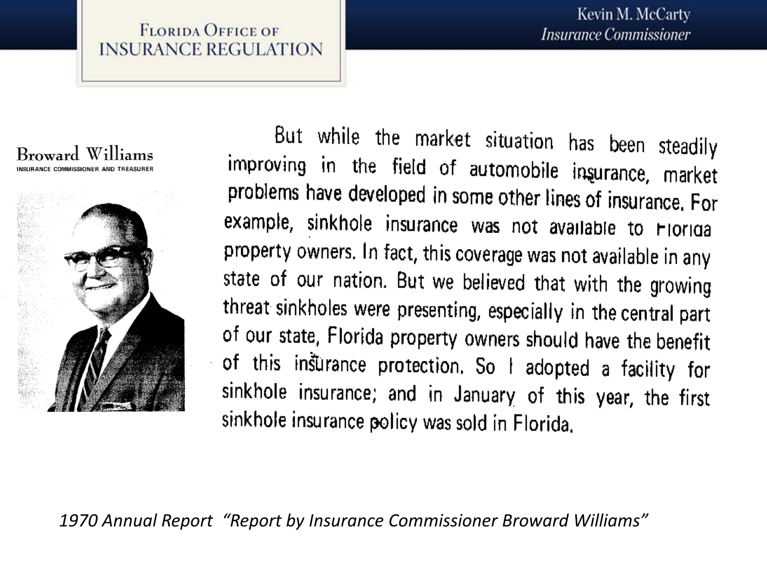Broward Williams
INSURANCE COMMISSIONER AND TREASURER

But while the market situation has been steadily improving in the field of automobile insurance, market problems have developed in some other lines of insurance. For example, sinkhole insurance was not available to Florida property owners. In fact, this coverage was not available in any state of our nation. But we believed that with the growing threat sinkholes were presenting, especially in the central part of our state, Florida property owners should have the benefit of this insurance protection. So I adopted a facility for sinkhole insurance; and in January of this year, the first sinkhole insurance policy was sold in Florida.

*1970 Annual Report "Report by Insurance Commissioner Broward Williams"*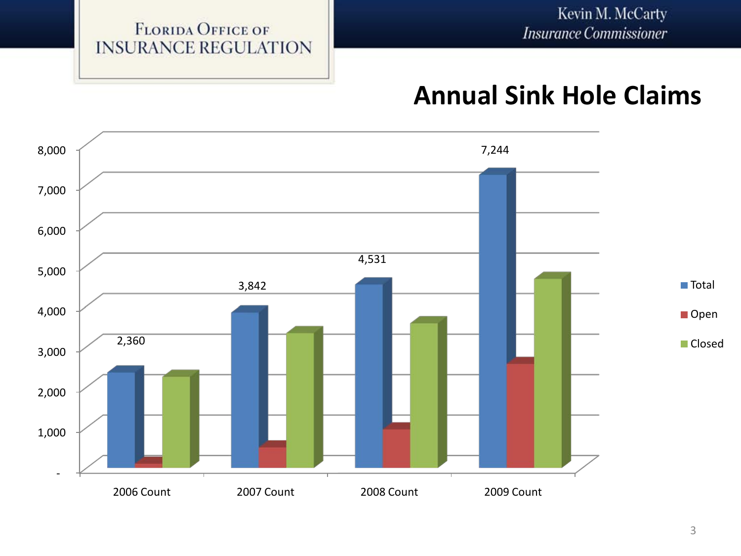FLORIDA OFFICE OF INSURANCE REGULATION

Kevin M. McCarty
*Insurance Commissioner*

# Annual Sink Hole Claims

8,000
7,000
6,000
5,000
4,000
3,000
2,000
1,000
-

2,360
3,842
4,531
7,244

2006 Count
2007 Count
2008 Count
2009 Count

Total
Open
Closed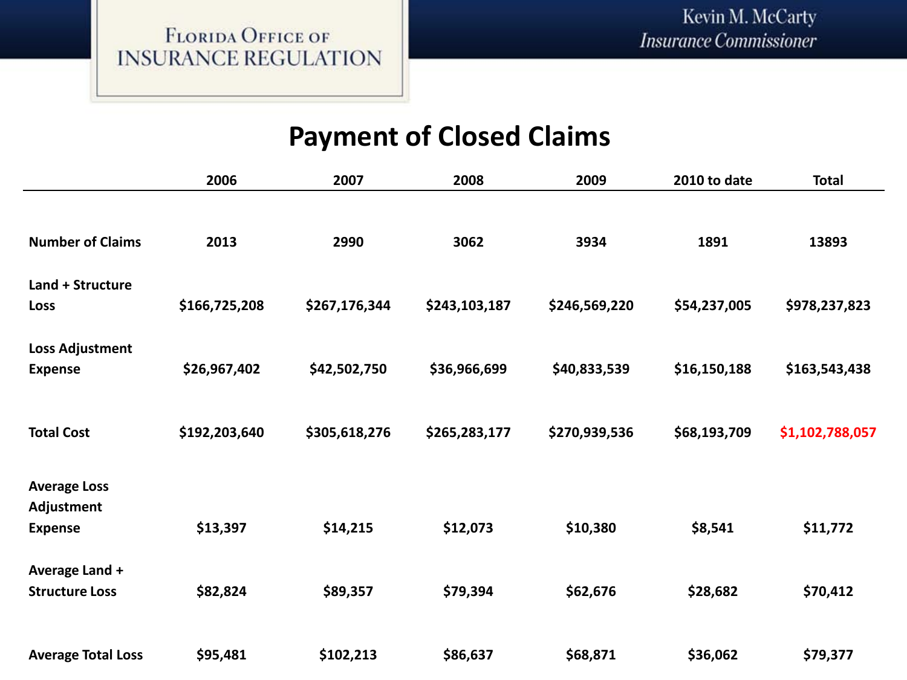Florida Office of Insurance Regulation

Kevin M. McCarty
*Insurance Commissioner*

# Payment of Closed Claims

| | 2006 | 2007 | 2008 | 2009 | 2010 to date | Total |
|---|---|---|---|---|---|---|
| **Number of Claims** | **2013** | **2990** | **3062** | **3934** | **1891** | **13893** |
| **Land + Structure Loss** | **$166,725,208** | **$267,176,344** | **$243,103,187** | **$246,569,220** | **$54,237,005** | **$978,237,823** |
| **Loss Adjustment Expense** | **$26,967,402** | **$42,502,750** | **$36,966,699** | **$40,833,539** | **$16,150,188** | **$163,543,438** |
| **Total Cost** | **$192,203,640** | **$305,618,276** | **$265,283,177** | **$270,939,536** | **$68,193,709** | **$1,102,788,057** |
| **Average Loss Adjustment Expense** | **$13,397** | **$14,215** | **$12,073** | **$10,380** | **$8,541** | **$11,772** |
| **Average Land + Structure Loss** | **$82,824** | **$89,357** | **$79,394** | **$62,676** | **$28,682** | **$70,412** |
| **Average Total Loss** | **$95,481** | **$102,213** | **$86,637** | **$68,871** | **$36,062** | **$79,377** |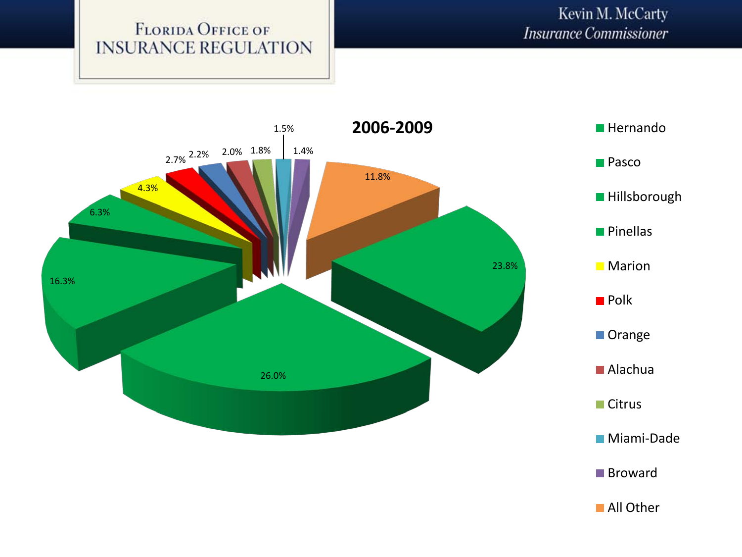## 2006-2009

| County | Percentage |
|---|---|
| Hernando | 23.8% |
| Pasco | 26.0% |
| Hillsborough | 16.3% |
| Pinellas | 6.3% |
| Marion | 4.3% |
| Polk | 2.7% |
| Orange | 2.2% |
| Alachua | 2.0% |
| Citrus | 1.8% |
| Miami-Dade | 1.5% |
| Broward | 1.4% |
| All Other | 11.8% |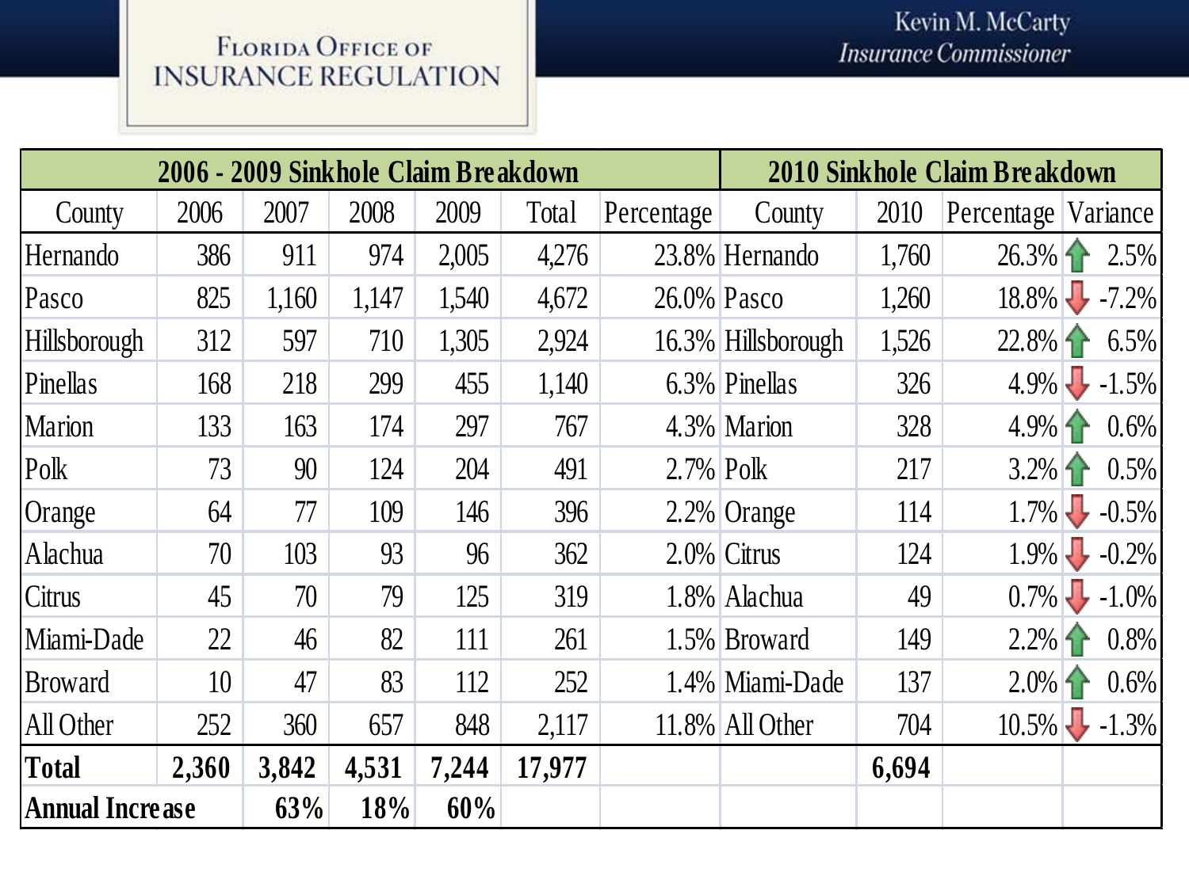Florida Office of Insurance Regulation

Kevin M. McCarty
*Insurance Commissioner*

| 2006 - 2009 Sinkhole Claim Breakdown | | | | | | | 2010 Sinkhole Claim Breakdown | | | |
|---|---|---|---|---|---|---|---|---|---|---|
| County | 2006 | 2007 | 2008 | 2009 | Total | Percentage | County | 2010 | Percentage | Variance |
| Hernando | 386 | 911 | 974 | 2,005 | 4,276 | 23.8% | Hernando | 1,760 | 26.3% | ↑ 2.5% |
| Pasco | 825 | 1,160 | 1,147 | 1,540 | 4,672 | 26.0% | Pasco | 1,260 | 18.8% | ↓ -7.2% |
| Hillsborough | 312 | 597 | 710 | 1,305 | 2,924 | 16.3% | Hillsborough | 1,526 | 22.8% | ↑ 6.5% |
| Pinellas | 168 | 218 | 299 | 455 | 1,140 | 6.3% | Pinellas | 326 | 4.9% | ↓ -1.5% |
| Marion | 133 | 163 | 174 | 297 | 767 | 4.3% | Marion | 328 | 4.9% | ↑ 0.6% |
| Polk | 73 | 90 | 124 | 204 | 491 | 2.7% | Polk | 217 | 3.2% | ↑ 0.5% |
| Orange | 64 | 77 | 109 | 146 | 396 | 2.2% | Orange | 114 | 1.7% | ↓ -0.5% |
| Alachua | 70 | 103 | 93 | 96 | 362 | 2.0% | Citrus | 124 | 1.9% | ↓ -0.2% |
| Citrus | 45 | 70 | 79 | 125 | 319 | 1.8% | Alachua | 49 | 0.7% | ↓ -1.0% |
| Miami-Dade | 22 | 46 | 82 | 111 | 261 | 1.5% | Broward | 149 | 2.2% | ↑ 0.8% |
| Broward | 10 | 47 | 83 | 112 | 252 | 1.4% | Miami-Dade | 137 | 2.0% | ↑ 0.6% |
| All Other | 252 | 360 | 657 | 848 | 2,117 | 11.8% | All Other | 704 | 10.5% | ↓ -1.3% |
| **Total** | **2,360** | **3,842** | **4,531** | **7,244** | **17,977** | | | **6,694** | | |
| **Annual Increase** | | **63%** | **18%** | **60%** | | | | | | |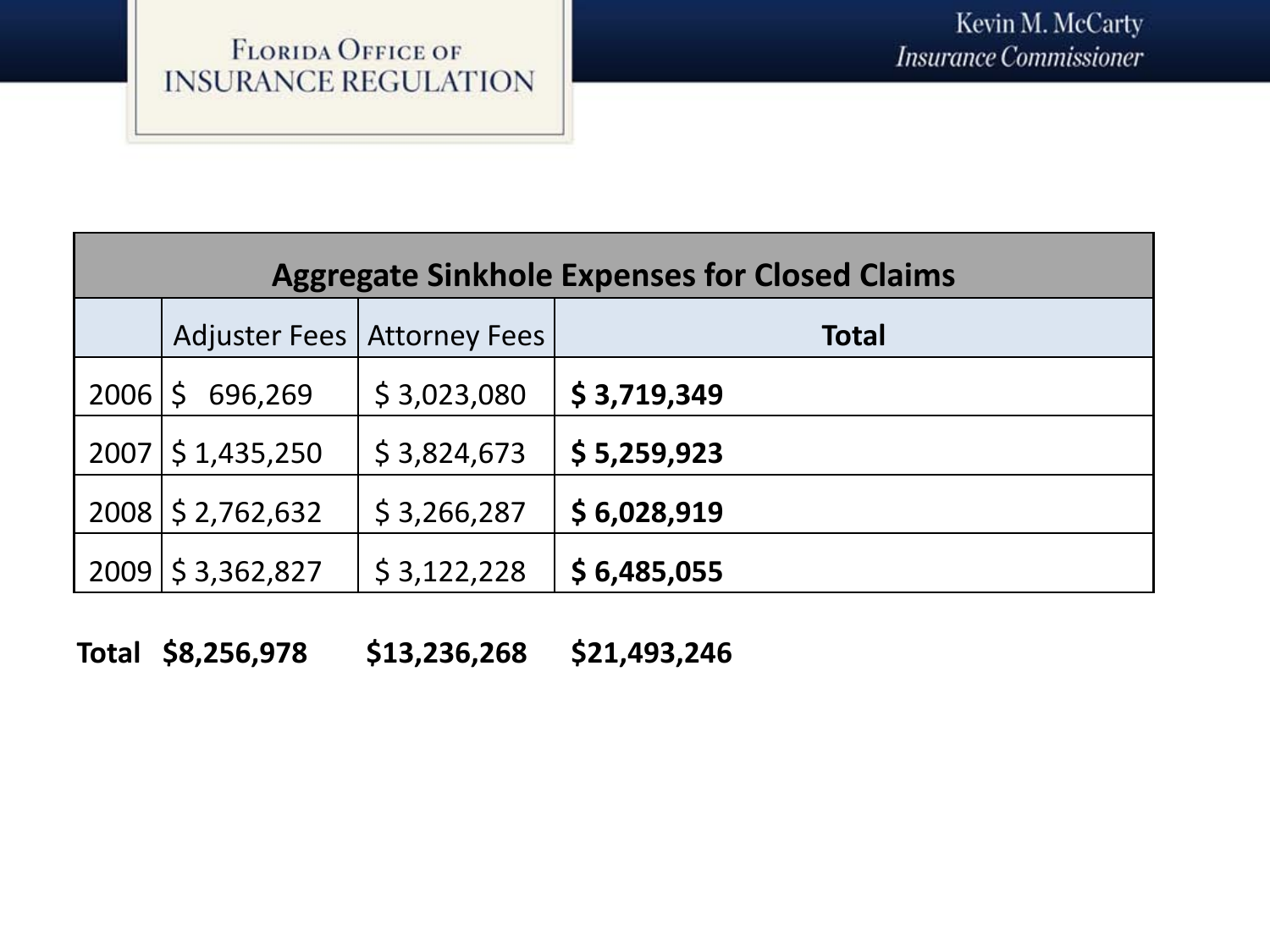| Aggregate Sinkhole Expenses for Closed Claims | | | |
|---|---|---|---|
| | Adjuster Fees | Attorney Fees | **Total** |
| 2006 | $ 696,269 | $ 3,023,080 | **$ 3,719,349** |
| 2007 | $ 1,435,250 | $ 3,824,673 | **$ 5,259,923** |
| 2008 | $ 2,762,632 | $ 3,266,287 | **$ 6,028,919** |
| 2009 | $ 3,362,827 | $ 3,122,228 | **$ 6,485,055** |
| **Total** | **$8,256,978** | **$13,236,268** | **$21,493,246** |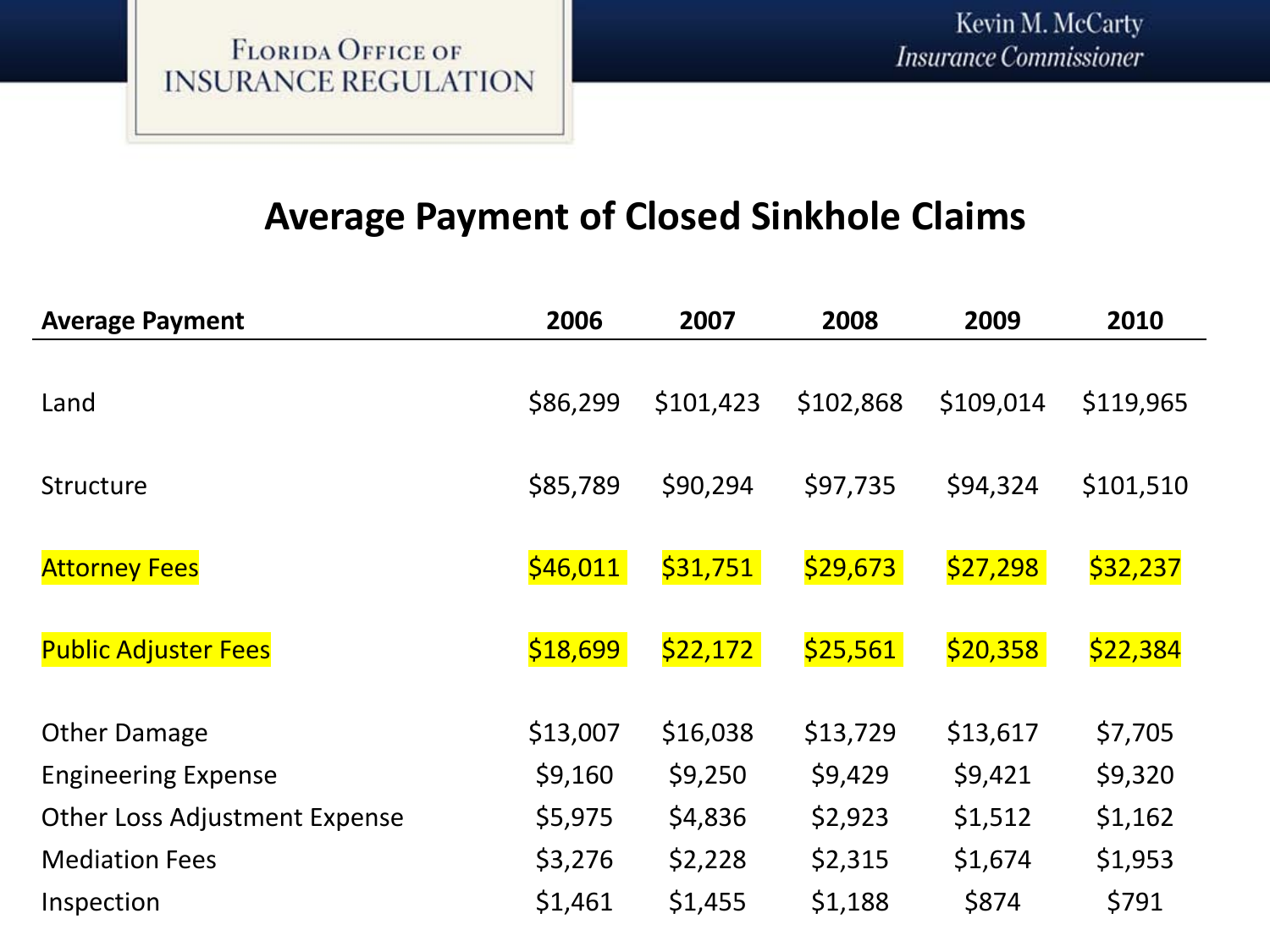Florida Office of Insurance Regulation

Kevin M. McCarty
*Insurance Commissioner*

# Average Payment of Closed Sinkhole Claims

| Average Payment | 2006 | 2007 | 2008 | 2009 | 2010 |
|---|---|---|---|---|---|
| Land | $86,299 | $101,423 | $102,868 | $109,014 | $119,965 |
| Structure | $85,789 | $90,294 | $97,735 | $94,324 | $101,510 |
| Attorney Fees | $46,011 | $31,751 | $29,673 | $27,298 | $32,237 |
| Public Adjuster Fees | $18,699 | $22,172 | $25,561 | $20,358 | $22,384 |
| Other Damage | $13,007 | $16,038 | $13,729 | $13,617 | $7,705 |
| Engineering Expense | $9,160 | $9,250 | $9,429 | $9,421 | $9,320 |
| Other Loss Adjustment Expense | $5,975 | $4,836 | $2,923 | $1,512 | $1,162 |
| Mediation Fees | $3,276 | $2,228 | $2,315 | $1,674 | $1,953 |
| Inspection | $1,461 | $1,455 | $1,188 | $874 | $791 |